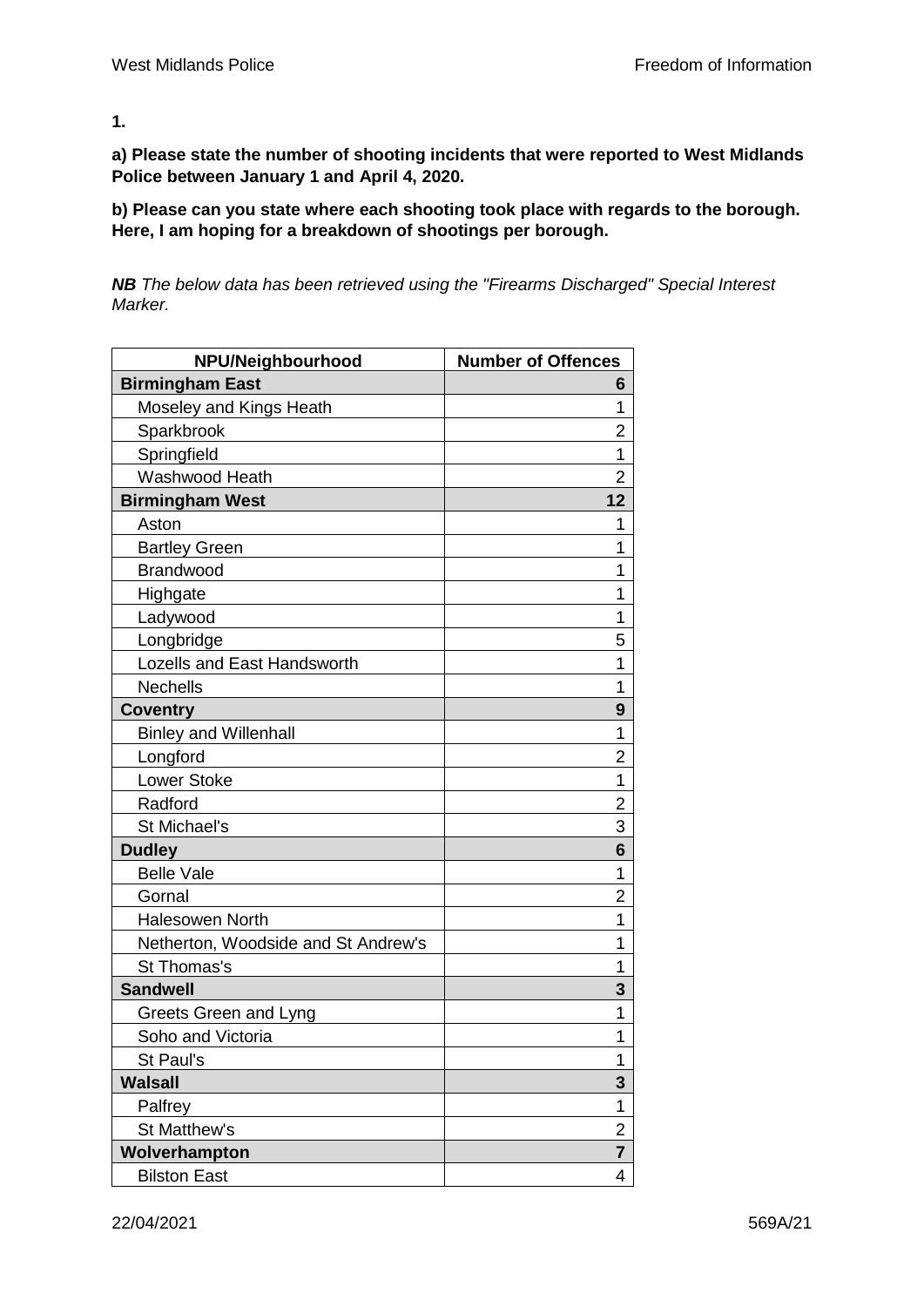**1.**

**a) Please state the number of shooting incidents that were reported to West Midlands Police between January 1 and April 4, 2020.**

**b) Please can you state where each shooting took place with regards to the borough. Here, I am hoping for a breakdown of shootings per borough.**

***NB*** *The below data has been retrieved using the "Firearms Discharged" Special Interest Marker.*

| NPU/Neighbourhood | Number of Offences |
|---|---|
| **Birmingham East** | **6** |
| Moseley and Kings Heath | 1 |
| Sparkbrook | 2 |
| Springfield | 1 |
| Washwood Heath | 2 |
| **Birmingham West** | **12** |
| Aston | 1 |
| Bartley Green | 1 |
| Brandwood | 1 |
| Highgate | 1 |
| Ladywood | 1 |
| Longbridge | 5 |
| Lozells and East Handsworth | 1 |
| Nechells | 1 |
| **Coventry** | **9** |
| Binley and Willenhall | 1 |
| Longford | 2 |
| Lower Stoke | 1 |
| Radford | 2 |
| St Michael's | 3 |
| **Dudley** | **6** |
| Belle Vale | 1 |
| Gornal | 2 |
| Halesowen North | 1 |
| Netherton, Woodside and St Andrew's | 1 |
| St Thomas's | 1 |
| **Sandwell** | **3** |
| Greets Green and Lyng | 1 |
| Soho and Victoria | 1 |
| St Paul's | 1 |
| **Walsall** | **3** |
| Palfrey | 1 |
| St Matthew's | 2 |
| **Wolverhampton** | **7** |
| Bilston East | 4 |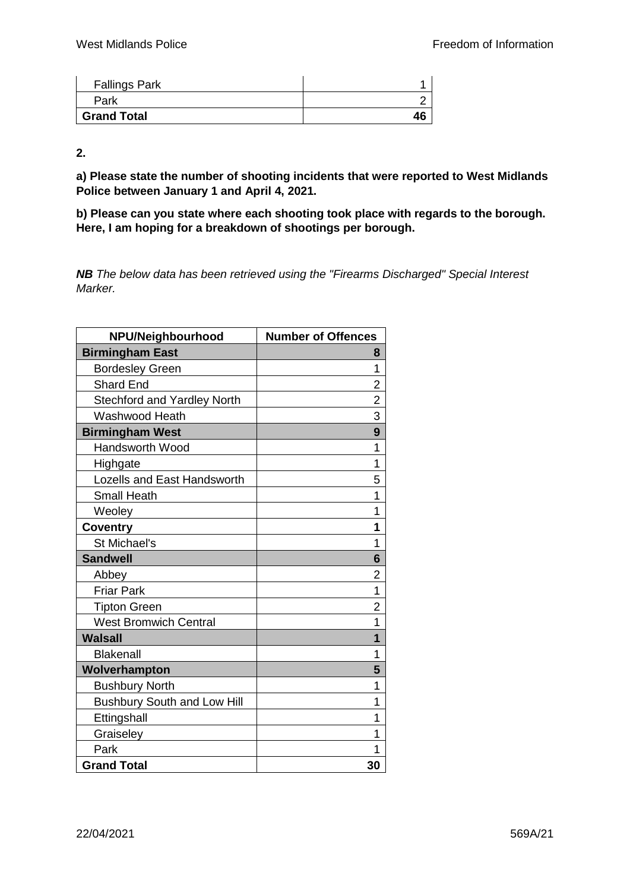| | |
|---|---|
| Fallings Park | 1 |
| Park | 2 |
| **Grand Total** | **46** |

**2.**

**a) Please state the number of shooting incidents that were reported to West Midlands Police between January 1 and April 4, 2021.**

**b) Please can you state where each shooting took place with regards to the borough. Here, I am hoping for a breakdown of shootings per borough.**

***NB*** *The below data has been retrieved using the "Firearms Discharged" Special Interest Marker.*

| NPU/Neighbourhood | Number of Offences |
|---|---|
| **Birmingham East** | **8** |
| Bordesley Green | 1 |
| Shard End | 2 |
| Stechford and Yardley North | 2 |
| Washwood Heath | 3 |
| **Birmingham West** | **9** |
| Handsworth Wood | 1 |
| Highgate | 1 |
| Lozells and East Handsworth | 5 |
| Small Heath | 1 |
| Weoley | 1 |
| **Coventry** | **1** |
| St Michael's | 1 |
| **Sandwell** | **6** |
| Abbey | 2 |
| Friar Park | 1 |
| Tipton Green | 2 |
| West Bromwich Central | 1 |
| **Walsall** | **1** |
| Blakenall | 1 |
| **Wolverhampton** | **5** |
| Bushbury North | 1 |
| Bushbury South and Low Hill | 1 |
| Ettingshall | 1 |
| Graiseley | 1 |
| Park | 1 |
| **Grand Total** | **30** |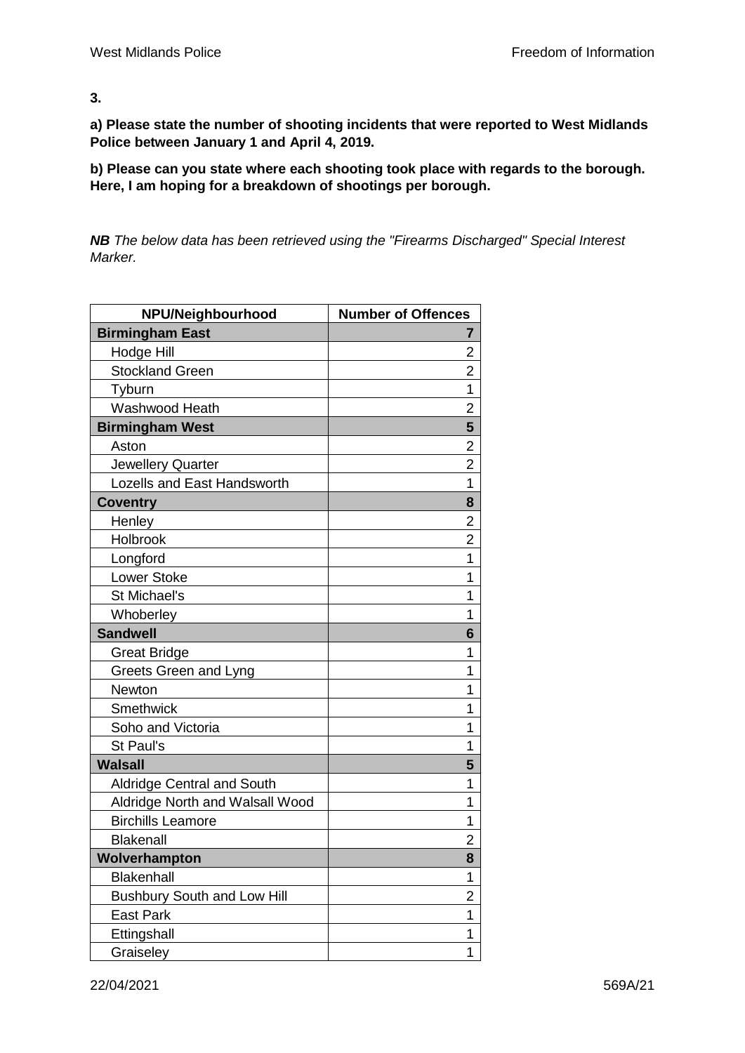**3.**

**a) Please state the number of shooting incidents that were reported to West Midlands Police between January 1 and April 4, 2019.**

**b) Please can you state where each shooting took place with regards to the borough. Here, I am hoping for a breakdown of shootings per borough.**

***NB*** *The below data has been retrieved using the "Firearms Discharged" Special Interest Marker.*

| NPU/Neighbourhood | Number of Offences |
|---|---|
| **Birmingham East** | **7** |
| Hodge Hill | 2 |
| Stockland Green | 2 |
| Tyburn | 1 |
| Washwood Heath | 2 |
| **Birmingham West** | **5** |
| Aston | 2 |
| Jewellery Quarter | 2 |
| Lozells and East Handsworth | 1 |
| **Coventry** | **8** |
| Henley | 2 |
| Holbrook | 2 |
| Longford | 1 |
| Lower Stoke | 1 |
| St Michael's | 1 |
| Whoberley | 1 |
| **Sandwell** | **6** |
| Great Bridge | 1 |
| Greets Green and Lyng | 1 |
| Newton | 1 |
| Smethwick | 1 |
| Soho and Victoria | 1 |
| St Paul's | 1 |
| **Walsall** | **5** |
| Aldridge Central and South | 1 |
| Aldridge North and Walsall Wood | 1 |
| Birchills Leamore | 1 |
| Blakenall | 2 |
| **Wolverhampton** | **8** |
| Blakenhall | 1 |
| Bushbury South and Low Hill | 2 |
| East Park | 1 |
| Ettingshall | 1 |
| Graiseley | 1 |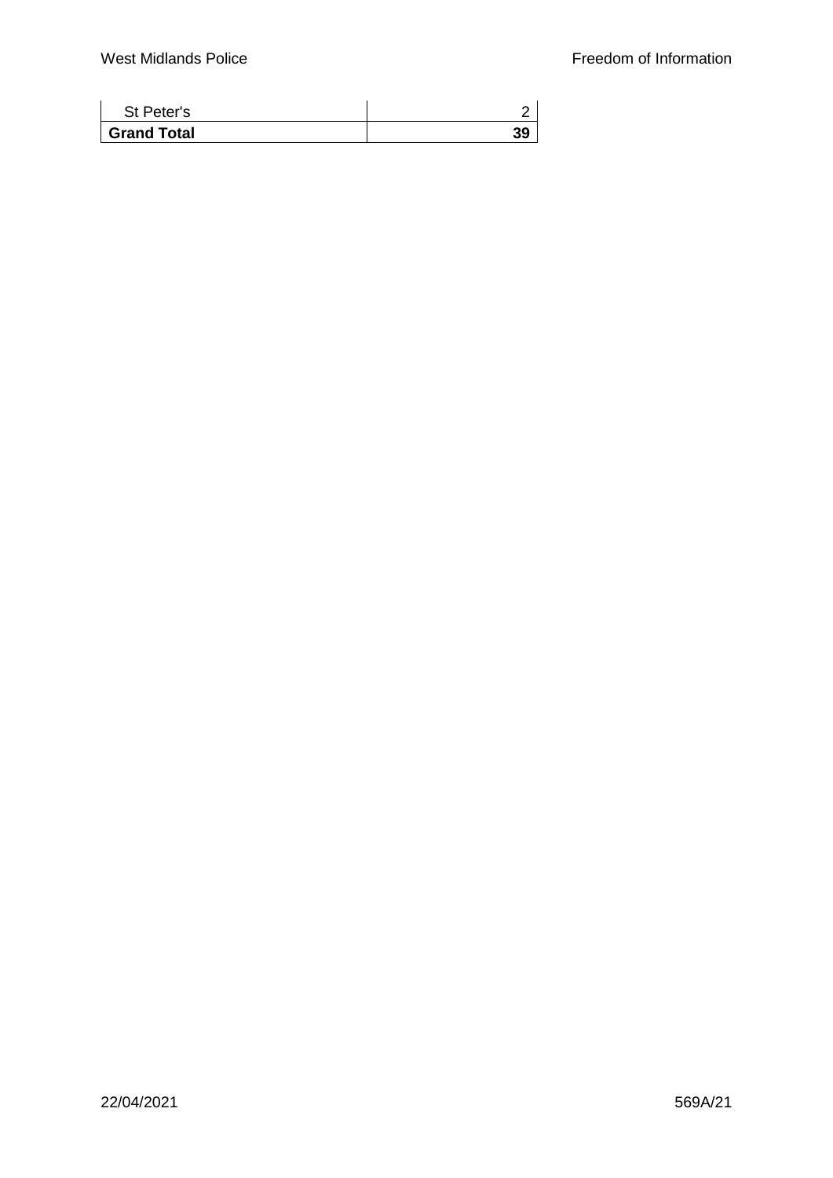| | |
|---|---|
| St Peter's | 2 |
| **Grand Total** | **39** |